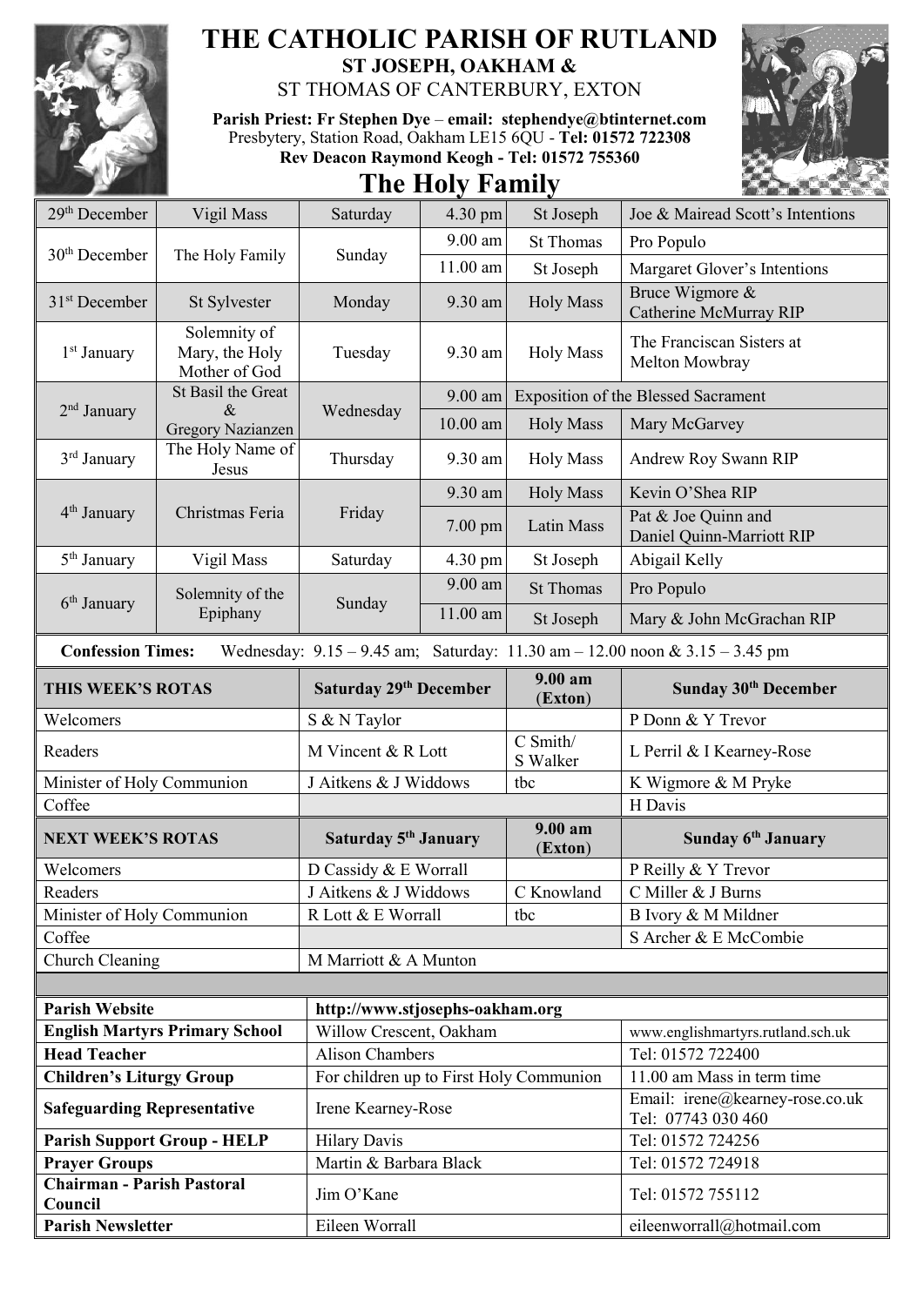# THE CATHOLIC PARISH OF RUTLAND

## ST JOSEPH, OAKHAM &

ST THOMAS OF CANTERBURY, EXTON

**Parish Priest: Fr Stephen Dye – email: stephendye@btinternet.com**
Presbytery, Station Road, Oakham LE15 6QU - **Tel: 01572 722308**
**Rev Deacon Raymond Keogh - Tel: 01572 755360**

## The Holy Family

| | | | | | |
|---|---|---|---|---|---|
| 29th December | Vigil Mass | Saturday | 4.30 pm | St Joseph | Joe & Mairead Scott's Intentions |
| 30th December | The Holy Family | Sunday | 9.00 am | St Thomas | Pro Populo |
| | | | 11.00 am | St Joseph | Margaret Glover's Intentions |
| 31st December | St Sylvester | Monday | 9.30 am | Holy Mass | Bruce Wigmore & Catherine McMurray RIP |
| 1st January | Solemnity of Mary, the Holy Mother of God | Tuesday | 9.30 am | Holy Mass | The Franciscan Sisters at Melton Mowbray |
| 2nd January | St Basil the Great & Gregory Nazianzen | Wednesday | 9.00 am | Exposition of the Blessed Sacrament | |
| | | | 10.00 am | Holy Mass | Mary McGarvey |
| 3rd January | The Holy Name of Jesus | Thursday | 9.30 am | Holy Mass | Andrew Roy Swann RIP |
| 4th January | Christmas Feria | Friday | 9.30 am | Holy Mass | Kevin O'Shea RIP |
| | | | 7.00 pm | Latin Mass | Pat & Joe Quinn and Daniel Quinn-Marriott RIP |
| 5th January | Vigil Mass | Saturday | 4.30 pm | St Joseph | Abigail Kelly |
| 6th January | Solemnity of the Epiphany | Sunday | 9.00 am | St Thomas | Pro Populo |
| | | | 11.00 am | St Joseph | Mary & John McGrachan RIP |

**Confession Times:** Wednesday: 9.15 – 9.45 am; Saturday: 11.30 am – 12.00 noon & 3.15 – 3.45 pm

| **THIS WEEK'S ROTAS** | **Saturday 29th December** | **9.00 am (Exton)** | **Sunday 30th December** |
|---|---|---|---|
| Welcomers | S & N Taylor | | P Donn & Y Trevor |
| Readers | M Vincent & R Lott | C Smith/ S Walker | L Perril & I Kearney-Rose |
| Minister of Holy Communion | J Aitkens & J Widdows | tbc | K Wigmore & M Pryke |
| Coffee | | | H Davis |

| **NEXT WEEK'S ROTAS** | **Saturday 5th January** | **9.00 am (Exton)** | **Sunday 6th January** |
|---|---|---|---|
| Welcomers | D Cassidy & E Worrall | | P Reilly & Y Trevor |
| Readers | J Aitkens & J Widdows | C Knowland | C Miller & J Burns |
| Minister of Holy Communion | R Lott & E Worrall | tbc | B Ivory & M Mildner |
| Coffee | | | S Archer & E McCombie |
| Church Cleaning | M Marriott & A Munton | | |

| | | |
|---|---|---|
| **Parish Website** | **http://www.stjosephs-oakham.org** | |
| **English Martyrs Primary School** | Willow Crescent, Oakham | www.englishmartyrs.rutland.sch.uk |
| **Head Teacher** | Alison Chambers | Tel: 01572 722400 |
| **Children's Liturgy Group** | For children up to First Holy Communion | 11.00 am Mass in term time |
| **Safeguarding Representative** | Irene Kearney-Rose | Email: irene@kearney-rose.co.uk Tel: 07743 030 460 |
| **Parish Support Group - HELP** | Hilary Davis | Tel: 01572 724256 |
| **Prayer Groups** | Martin & Barbara Black | Tel: 01572 724918 |
| **Chairman - Parish Pastoral Council** | Jim O'Kane | Tel: 01572 755112 |
| **Parish Newsletter** | Eileen Worrall | eileenworrall@hotmail.com |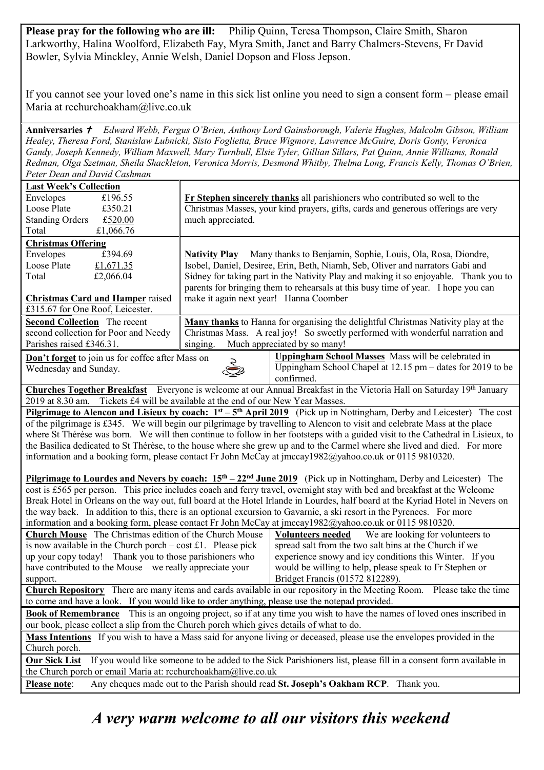**Please pray for the following who are ill:** Philip Quinn, Teresa Thompson, Claire Smith, Sharon Larkworthy, Halina Woolford, Elizabeth Fay, Myra Smith, Janet and Barry Chalmers-Stevens, Fr David Bowler, Sylvia Minckley, Annie Welsh, Daniel Dopson and Floss Jepson.

If you cannot see your loved one's name in this sick list online you need to sign a consent form – please email Maria at rcchurchoakham@live.co.uk

**Anniversaries** ✝ *Edward Webb, Fergus O'Brien, Anthony Lord Gainsborough, Valerie Hughes, Malcolm Gibson, William Healey, Theresa Ford, Stanislaw Lubnicki, Sisto Foglietta, Bruce Wigmore, Lawrence McGuire, Doris Gonty, Veronica Gandy, Joseph Kennedy, William Maxwell, Mary Turnbull, Elsie Tyler, Gillian Sillars, Pat Quinn, Annie Williams, Ronald Redman, Olga Szetman, Sheila Shackleton, Veronica Morris, Desmond Whitby, Thelma Long, Francis Kelly, Thomas O'Brien, Peter Dean and David Cashman*

**Last Week's Collection**

| | |
|---|---|
| Envelopes | £196.55 |
| Loose Plate | £350.21 |
| Standing Orders | £520.00 |
| Total | £1,066.76 |

**Fr Stephen sincerely thanks** all parishioners who contributed so well to the Christmas Masses, your kind prayers, gifts, cards and generous offerings are very much appreciated.

**Christmas Offering**

| | |
|---|---|
| Envelopes | £394.69 |
| Loose Plate | £1,671.35 |
| Total | £2,066.04 |

**Christmas Card and Hamper** raised £315.67 for One Roof, Leicester.

**Nativity Play** Many thanks to Benjamin, Sophie, Louis, Ola, Rosa, Diondre, Isobel, Daniel, Desiree, Erin, Beth, Niamh, Seb, Oliver and narrators Gabi and Sidney for taking part in the Nativity Play and making it so enjoyable. Thank you to parents for bringing them to rehearsals at this busy time of year. I hope you can make it again next year! Hanna Coomber

**Second Collection** The recent second collection for Poor and Needy Parishes raised £346.31.

**Many thanks** to Hanna for organising the delightful Christmas Nativity play at the Christmas Mass. A real joy! So sweetly performed with wonderful narration and singing. Much appreciated by so many!

**Don't forget** to join us for coffee after Mass on Wednesday and Sunday.

**Uppingham School Masses** Mass will be celebrated in Uppingham School Chapel at 12.15 pm – dates for 2019 to be confirmed.

**Churches Together Breakfast** Everyone is welcome at our Annual Breakfast in the Victoria Hall on Saturday 19th January 2019 at 8.30 am. Tickets £4 will be available at the end of our New Year Masses.

**Pilgrimage to Alencon and Lisieux by coach: 1st – 5th April 2019** (Pick up in Nottingham, Derby and Leicester) The cost of the pilgrimage is £345. We will begin our pilgrimage by travelling to Alencon to visit and celebrate Mass at the place where St Thérèse was born. We will then continue to follow in her footsteps with a guided visit to the Cathedral in Lisieux, to the Basilica dedicated to St Thérèse, to the house where she grew up and to the Carmel where she lived and died. For more information and a booking form, please contact Fr John McCay at jmccay1982@yahoo.co.uk or 0115 9810320.

**Pilgrimage to Lourdes and Nevers by coach: 15th – 22nd June 2019** (Pick up in Nottingham, Derby and Leicester) The cost is £565 per person. This price includes coach and ferry travel, overnight stay with bed and breakfast at the Welcome Break Hotel in Orleans on the way out, full board at the Hotel Irlande in Lourdes, half board at the Kyriad Hotel in Nevers on the way back. In addition to this, there is an optional excursion to Gavarnie, a ski resort in the Pyrenees. For more information and a booking form, please contact Fr John McCay at jmccay1982@yahoo.co.uk or 0115 9810320.

**Church Mouse** The Christmas edition of the Church Mouse is now available in the Church porch – cost £1. Please pick up your copy today! Thank you to those parishioners who have contributed to the Mouse – we really appreciate your support.

**Volunteers needed** We are looking for volunteers to spread salt from the two salt bins at the Church if we experience snowy and icy conditions this Winter. If you would be willing to help, please speak to Fr Stephen or Bridget Francis (01572 812289).

**Church Repository** There are many items and cards available in our repository in the Meeting Room. Please take the time to come and have a look. If you would like to order anything, please use the notepad provided.

**Book of Remembrance** This is an ongoing project, so if at any time you wish to have the names of loved ones inscribed in our book, please collect a slip from the Church porch which gives details of what to do.

**Mass Intentions** If you wish to have a Mass said for anyone living or deceased, please use the envelopes provided in the Church porch.

**Our Sick List** If you would like someone to be added to the Sick Parishioners list, please fill in a consent form available in the Church porch or email Maria at: rcchurchoakham@live.co.uk

**Please note**: Any cheques made out to the Parish should read **St. Joseph's Oakham RCP**. Thank you.

## *A very warm welcome to all our visitors this weekend*